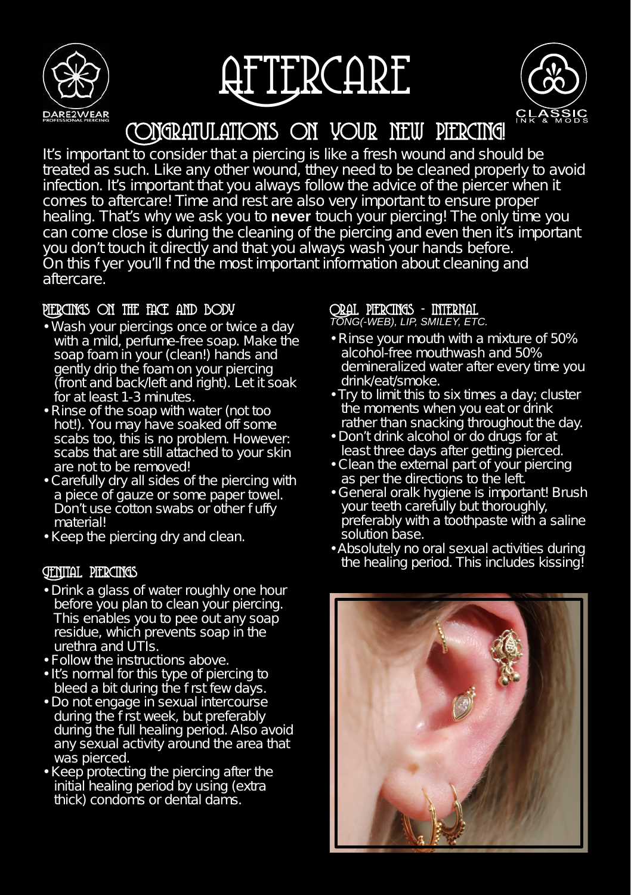DARE2WEAR
PROFESSIONAL PIERCING

# AFTERCARE

CLASSIC
INK & MODS

## CONGRATULATIONS ON YOUR NEW PIERCING!

It's important to consider that a piercing is like a fresh wound and should be treated as such. Like any other wound, tthey need to be cleaned properly to avoid infection. It's important that you always follow the advice of the piercer when it comes to aftercare! Time and rest are also very important to ensure proper healing. That's why we ask you to **never** touch your piercing! The only time you can come close is during the cleaning of the piercing and even then it's important you don't touch it directly and that you always wash your hands before.
On this f yer you'll f nd the most important information about cleaning and aftercare.

### PIERCINGS ON THE FACE AND BODY

- Wash your piercings once or twice a day with a mild, perfume-free soap. Make the soap foam in your (clean!) hands and gently drip the foam on your piercing (front and back/left and right). Let it soak for at least 1-3 minutes.
- Rinse of the soap with water (not too hot!). You may have soaked off some scabs too, this is no problem. However: scabs that are still attached to your skin are not to be removed!
- Carefully dry all sides of the piercing with a piece of gauze or some paper towel. Don't use cotton swabs or other f uffy material!
- Keep the piercing dry and clean.

### GENITAL PIERCINGS

- Drink a glass of water roughly one hour before you plan to clean your piercing. This enables you to pee out any soap residue, which prevents soap in the urethra and UTIs.
- Follow the instructions above.
- It's normal for this type of piercing to bleed a bit during the f rst few days.
- Do not engage in sexual intercourse during the f rst week, but preferably during the full healing period. Also avoid any sexual activity around the area that was pierced.
- Keep protecting the piercing after the initial healing period by using (extra thick) condoms or dental dams.

### ORAL PIERCINGS - INTERNAL

*TONG(-WEB), LIP, SMILEY, ETC.*

- Rinse your mouth with a mixture of 50% alcohol-free mouthwash and 50% demineralized water after every time you drink/eat/smoke.
- Try to limit this to six times a day; cluster the moments when you eat or drink rather than snacking throughout the day.
- Don't drink alcohol or do drugs for at least three days after getting pierced.
- Clean the external part of your piercing as per the directions to the left.
- General oralk hygiene is important! Brush your teeth carefully but thoroughly, preferably with a toothpaste with a saline solution base.
- Absolutely no oral sexual activities during the healing period. This includes kissing!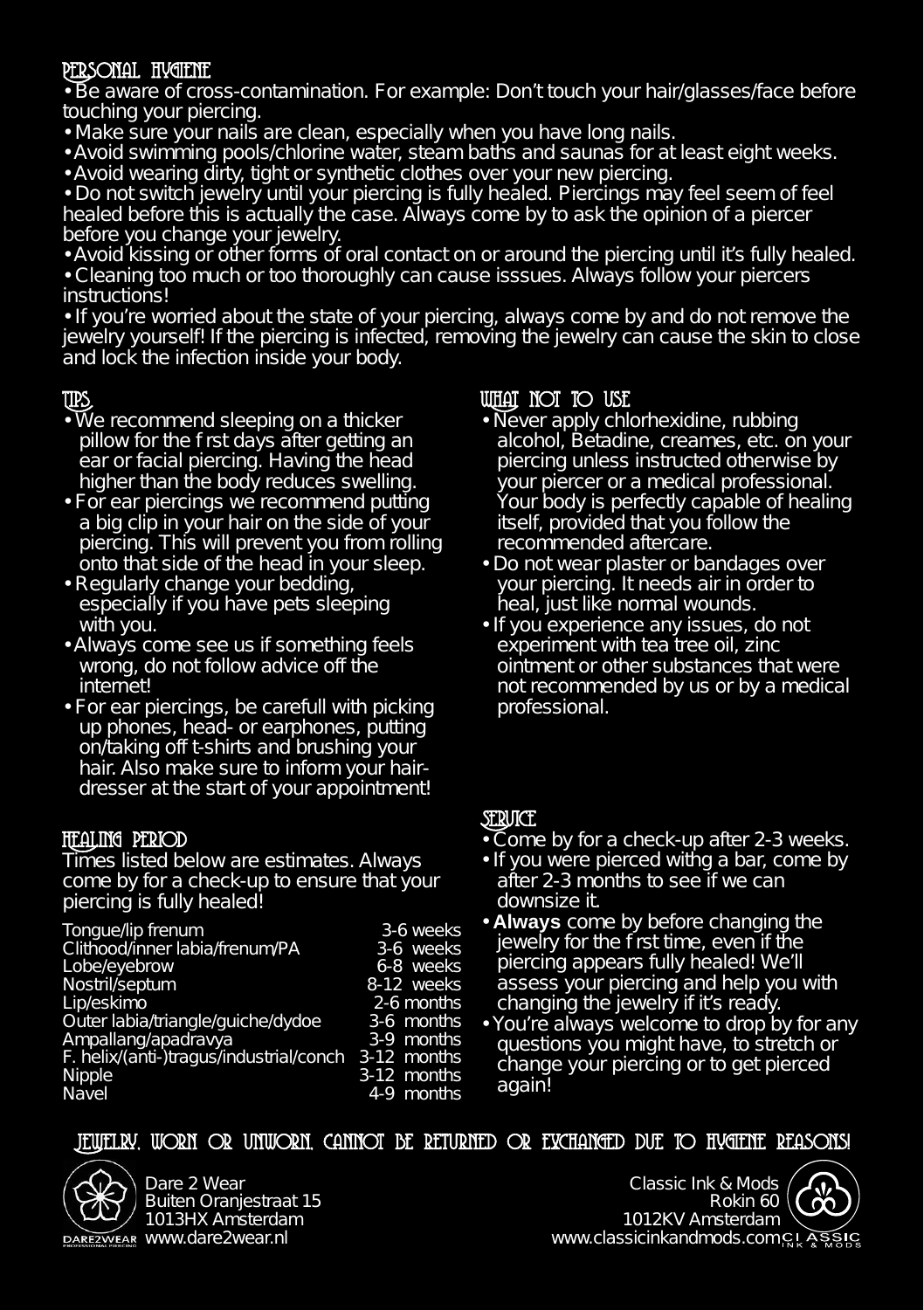## PERSONAL HYGIENE

- Be aware of cross-contamination. For example: Don't touch your hair/glasses/face before touching your piercing.
- Make sure your nails are clean, especially when you have long nails.
- Avoid swimming pools/chlorine water, steam baths and saunas for at least eight weeks.
- Avoid wearing dirty, tight or synthetic clothes over your new piercing.
- Do not switch jewelry until your piercing is fully healed. Piercings may feel seem of feel healed before this is actually the case. Always come by to ask the opinion of a piercer before you change your jewelry.
- Avoid kissing or other forms of oral contact on or around the piercing until it's fully healed.
- Cleaning too much or too thoroughly can cause isssues. Always follow your piercers instructions!
- If you're worried about the state of your piercing, always come by and do not remove the jewelry yourself! If the piercing is infected, removing the jewelry can cause the skin to close and lock the infection inside your body.

## TIPS

- We recommend sleeping on a thicker pillow for the first days after getting an ear or facial piercing. Having the head higher than the body reduces swelling.
- For ear piercings we recommend putting a big clip in your hair on the side of your piercing. This will prevent you from rolling onto that side of the head in your sleep.
- Regularly change your bedding, especially if you have pets sleeping with you.
- Always come see us if something feels wrong, do not follow advice off the internet!
- For ear piercings, be carefull with picking up phones, head- or earphones, putting on/taking off t-shirts and brushing your hair. Also make sure to inform your hair-dresser at the start of your appointment!

## HEALING PERIOD

Times listed below are estimates. Always come by for a check-up to ensure that your piercing is fully healed!

| | |
|---|---|
| Tongue/lip frenum | 3-6 weeks |
| Clithood/inner labia/frenum/PA | 3-6 weeks |
| Lobe/eyebrow | 6-8 weeks |
| Nostril/septum | 8-12 weeks |
| Lip/eskimo | 2-6 months |
| Outer labia/triangle/guiche/dydoe | 3-6 months |
| Ampallang/apadravya | 3-9 months |
| F. helix/(anti-)tragus/industrial/conch | 3-12 months |
| Nipple | 3-12 months |
| Navel | 4-9 months |

## WHAT NOT TO USE

- Never apply chlorhexidine, rubbing alcohol, Betadine, creames, etc. on your piercing unless instructed otherwise by your piercer or a medical professional. Your body is perfectly capable of healing itself, provided that you follow the recommended aftercare.
- Do not wear plaster or bandages over your piercing. It needs air in order to heal, just like normal wounds.
- If you experience any issues, do not experiment with tea tree oil, zinc ointment or other substances that were not recommended by us or by a medical professional.

## SERVICE

- Come by for a check-up after 2-3 weeks.
- If you were pierced withg a bar, come by after 2-3 months to see if we can downsize it.
- **Always** come by before changing the jewelry for the first time, even if the piercing appears fully healed! We'll assess your piercing and help you with changing the jewelry if it's ready.
- You're always welcome to drop by for any questions you might have, to stretch or change your piercing or to get pierced again!

**JEWELRY, WORN OR UNWORN, CANNOT BE RETURNED OR EXCHANGED DUE TO HYGIENE REASONS!**

Dare 2 Wear
Buiten Oranjestraat 15
1013HX Amsterdam
www.dare2wear.nl

Classic Ink & Mods
Rokin 60
1012KV Amsterdam
www.classicinkandmods.com